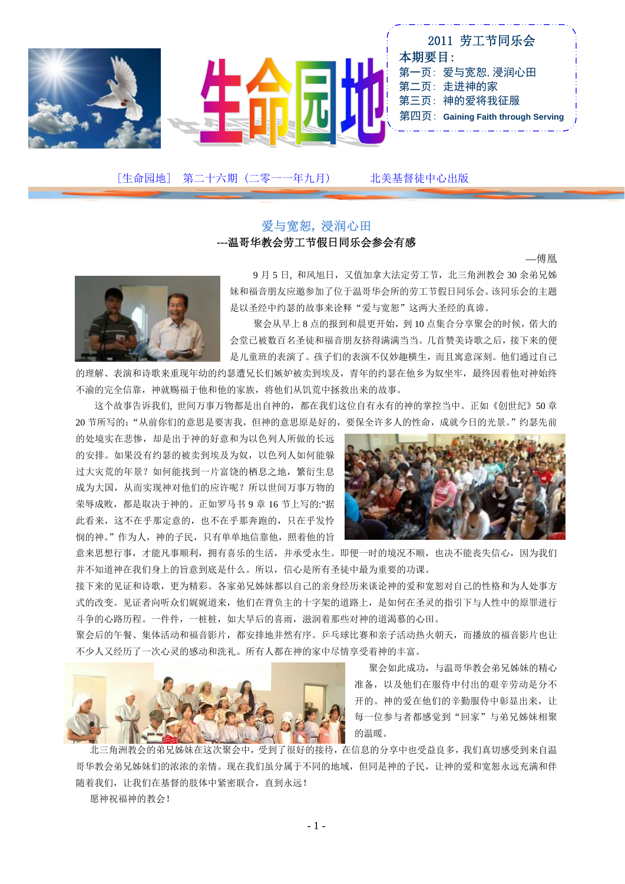# 生命园地

**2011 劳工节同乐会**

**本期要目：**

第一页：爱与宽恕，浸润心田

第二页：走进神的家

第三页：神的爱将我征服

第四页：**Gaining Faith through Serving**

［生命园地］ 第二十六期（二零一一年九月） 北美基督徒中心出版

## 爱与宽恕，浸润心田

### ---温哥华教会劳工节假日同乐会参会有感

—傅凰

9 月 5 日，和风旭日，又值加拿大法定劳工节，北三角洲教会 30 余弟兄姊妹和福音朋友应邀参加了位于温哥华会所的劳工节假日同乐会。该同乐会的主题是以圣经中约瑟的故事来诠释“爱与宽恕”这两大圣经的真谛。

聚会从早上 8 点的报到和晨更开始，到 10 点集合分享聚会的时候，偌大的会堂已被数百名圣徒和福音朋友挤得满满当当。几首赞美诗歌之后，接下来的便是儿童班的表演了。孩子们的表演不仅妙趣横生，而且寓意深刻。他们通过自己的理解、表演和诗歌来重现年幼的约瑟遭兄长们嫉妒被卖到埃及，青年的约瑟在他乡为奴坐牢，最终因着他对神始终不渝的完全信靠，神就赐福于他和他的家族，将他们从饥荒中拯救出来的故事。

这个故事告诉我们，世间万事万物都是出自神的，都在我们这位自有永有的神的掌控当中。正如《创世纪》50 章 20 节所写的：“从前你们的意思是要害我，但神的意思原是好的，要保全许多人的性命，成就今日的光景。”约瑟先前的处境实在悲惨，却是出于神的好意和为以色列人所做的长远的安排。如果没有约瑟的被卖到埃及为奴，以色列人如何能躲过大灾荒的年景？如何能找到一片富饶的栖息之地，繁衍生息成为大国，从而实现神对他们的应许呢？所以世间万事万物的荣辱成败，都是取决于神的。正如罗马书 9 章 16 节上写的:"据此看来，这不在乎那定意的，也不在乎那奔跑的，只在乎发怜悯的神。”作为人，神的子民，只有单单地信靠他，照着他的旨意来思想行事，才能凡事顺利，拥有喜乐的生活，并承受永生。即便一时的境况不顺，也决不能丧失信心，因为我们并不知道神在我们身上的旨意到底是什么。所以，信心是所有圣徒中最为重要的功课。

接下来的见证和诗歌，更为精彩。各家弟兄姊妹都以自己的亲身经历来谈论神的爱和宽恕对自己的性格和为人处事方式的改变。见证者向听众们娓娓道来，他们在背负主的十字架的道路上，是如何在圣灵的指引下与人性中的原罪进行斗争的心路历程。一件件，一桩桩，如大旱后的喜雨，滋润着那些对神的道渴慕的心田。

聚会后的午餐、集体活动和福音影片，都安排地井然有序。乒乓球比赛和亲子活动热火朝天，而播放的福音影片也让不少人又经历了一次心灵的感动和洗礼。所有人都在神的家中尽情享受着神的丰富。

聚会如此成功，与温哥华教会弟兄姊妹的精心准备，以及他们在服侍中付出的艰辛劳动是分不开的。神的爱在他们的辛勤服侍中彰显出来，让每一位参与者都感觉到“回家”与弟兄姊妹相聚的温暖。

北三角洲教会的弟兄姊妹在这次聚会中，受到了很好的接待，在信息的分享中也受益良多，我们真切感受到来自温哥华教会弟兄姊妹们的浓浓的亲情。现在我们虽分属于不同的地域，但同是神的子民，让神的爱和宽恕永远充满和伴随着我们，让我们在基督的肢体中紧密联合，直到永远！

愿神祝福神的教会！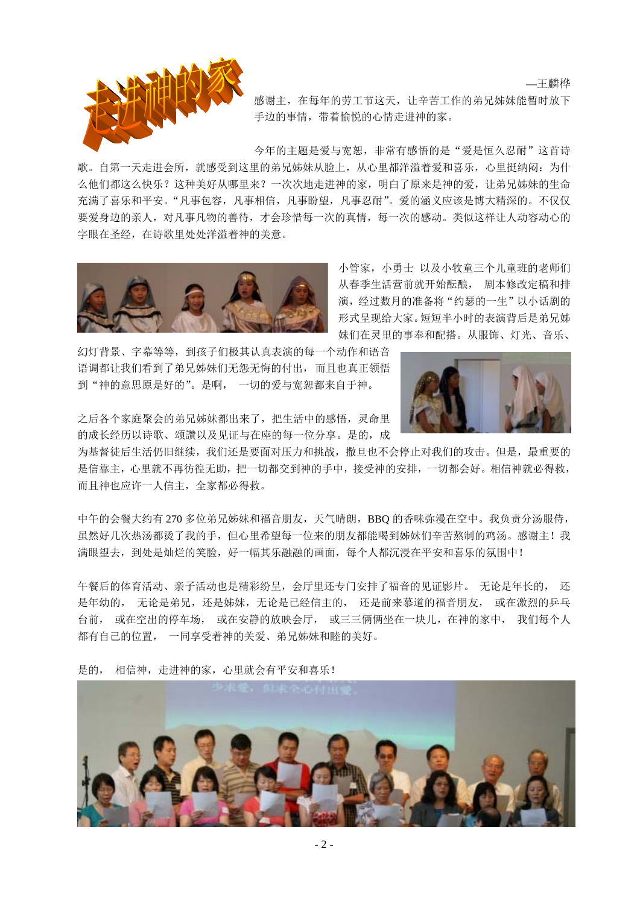# 走进神的家

—王麟桦

感谢主，在每年的劳工节这天，让辛苦工作的弟兄姊妹能暂时放下手边的事情，带着愉悦的心情走进神的家。

今年的主题是爱与宽恕，非常有感悟的是“爱是恒久忍耐”这首诗歌。自第一天走进会所，就感受到这里的弟兄姊妹从脸上，从心里都洋溢着爱和喜乐，心里挺纳闷：为什么他们都这么快乐？这种美好从哪里来？一次次地走进神的家，明白了原来是神的爱，让弟兄姊妹的生命充满了喜乐和平安。“凡事包容，凡事相信，凡事盼望，凡事忍耐”。爱的涵义应该是博大精深的。不仅仅要爱身边的亲人，对凡事凡物的善待，才会珍惜每一次的真情，每一次的感动。类似这样让人动容动心的字眼在圣经，在诗歌里处处洋溢着神的美意。

小管家，小勇士 以及小牧童三个儿童班的老师们从春季生活营前就开始酝酿， 剧本修改定稿和排演，经过数月的准备将“约瑟的一生”以小话剧的形式呈现给大家。短短半小时的表演背后是弟兄姊妹们在灵里的事奉和配搭。从服饰、灯光、音乐、幻灯背景、字幕等等，到孩子们极其认真表演的每一个动作和语音语调都让我们看到了弟兄姊妹们无怨无悔的付出， 而且也真正领悟到“神的意思原是好的”。是啊， 一切的爱与宽恕都来自于神。

之后各个家庭聚会的弟兄姊妹都出来了，把生活中的感悟，灵命里的成长经历以诗歌、颂讚以及见证与在座的每一位分享。是的，成为基督徒后生活仍旧继续，我们还是要面对压力和挑战，撒旦也不会停止对我们的攻击。但是，最重要的是信靠主，心里就不再彷徨无助，把一切都交到神的手中，接受神的安排，一切都会好。相信神就必得救，而且神也应许一人信主，全家都必得救。

中午的会餐大约有 270 多位弟兄姊妹和福音朋友，天气晴朗，BBQ 的香味弥漫在空中。我负责分汤服侍，虽然好几次热汤都烫了我的手，但心里希望每一位来的朋友都能喝到姊妹们辛苦熬制的鸡汤。感谢主！我满眼望去，到处是灿烂的笑脸，好一幅其乐融融的画面，每个人都沉浸在平安和喜乐的氛围中！

午餐后的体育活动、亲子活动也是精彩纷呈，会厅里还专门安排了福音的见证影片。 无论是年长的， 还是年幼的， 无论是弟兄，还是姊妹，无论是已经信主的， 还是前来慕道的福音朋友， 或在激烈的乒乓台前， 或在空出的停车场， 或在安静的放映会厅， 或三三俩俩坐在一块儿，在神的家中， 我们每个人都有自己的位置， 一同享受着神的关爱、弟兄姊妹和睦的美好。

是的， 相信神，走进神的家，心里就会有平安和喜乐！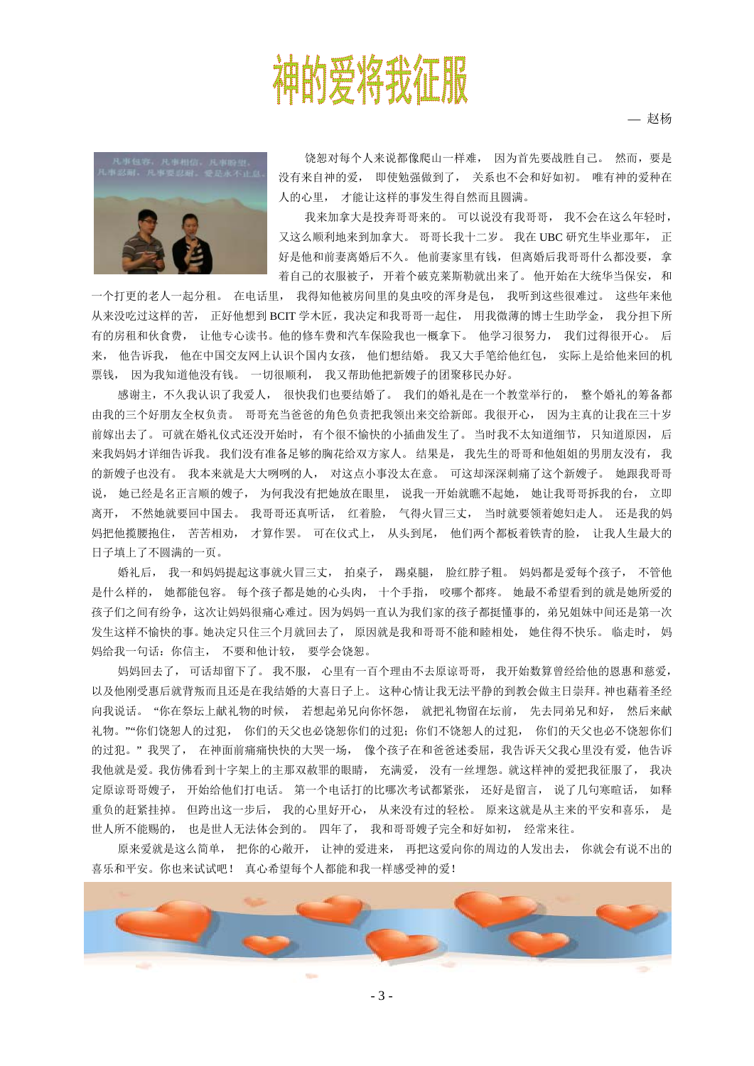# 神的爱将我征服

— 赵杨

饶恕对每个人来说都像爬山一样难， 因为首先要战胜自己。 然而，要是没有来自神的爱， 即使勉强做到了， 关系也不会和好如初。 唯有神的爱种在人的心里， 才能让这样的事发生得自然而且圆满。

我来加拿大是投奔哥哥来的。 可以说没有我哥哥， 我不会在这么年轻时，又这么顺利地来到加拿大。 哥哥长我十二岁。 我在 UBC 研究生毕业那年， 正好是他和前妻离婚后不久。 他前妻家里有钱， 但离婚后我哥哥什么都没要， 拿着自己的衣服被子， 开着个破克莱斯勒就出来了。 他开始在大统华当保安， 和一个打更的老人一起分租。 在电话里， 我得知他被房间里的臭虫咬的浑身是包， 我听到这些很难过。 这些年来他从来没吃过这样的苦， 正好他想到 BCIT 学木匠，我决定和我哥哥一起住， 用我微薄的博士生助学金， 我分担下所有的房租和伙食费， 让他专心读书。他的修车费和汽车保险我也一概拿下。 他学习很努力， 我们过得很开心。 后来， 他告诉我， 他在中国交友网上认识个国内女孩， 他们想结婚。 我又大手笔给他红包， 实际上是给他来回的机票钱， 因为我知道他没有钱。 一切很顺利， 我又帮助他把新嫂子的团聚移民办好。

感谢主，不久我认识了我爱人， 很快我们也要结婚了。 我们的婚礼是在一个教堂举行的， 整个婚礼的筹备都由我的三个好朋友全权负责。 哥哥充当爸爸的角色负责把我领出来交给新郎。我很开心， 因为主真的让我在三十岁前嫁出去了。 可就在婚礼仪式还没开始时， 有个很不愉快的小插曲发生了。 当时我不太知道细节， 只知道原因， 后来我妈妈才详细告诉我。 我们没有准备足够的胸花给双方家人。 结果是， 我先生的哥哥和他姐姐的男朋友没有， 我的新嫂子也没有。 我本来就是大大咧咧的人， 对这点小事没太在意。 可这却深深刺痛了这个新嫂子。 她跟我哥哥说， 她已经是名正言顺的嫂子， 为何我没有把她放在眼里， 说我一开始就瞧不起她， 她让我哥哥拆我的台， 立即离开， 不然她就要回中国去。 我哥哥还真听话， 红着脸， 气得火冒三丈， 当时就要领着媳妇走人。 还是我的妈妈把他揽腰抱住， 苦苦相劝， 才算作罢。 可在仪式上， 从头到尾， 他们两个都板着铁青的脸， 让我人生最大的日子填上了不圆满的一页。

婚礼后， 我一和妈妈提起这事就火冒三丈， 拍桌子， 踢桌腿， 脸红脖子粗。 妈妈都是爱每个孩子， 不管他是什么样的， 她都能包容。 每个孩子都是她的心头肉， 十个手指， 咬哪个都疼。 她最不希望看到的就是她所爱的孩子们之间有纷争，这次让妈妈很痛心难过。因为妈妈一直认为我们家的孩子都挺懂事的，弟兄姐妹中间还是第一次发生这样不愉快的事。她决定只住三个月就回去了， 原因就是我和哥哥不能和睦相处， 她住得不快乐。 临走时， 妈妈给我一句话：你信主， 不要和他计较， 要学会饶恕。

妈妈回去了， 可话却留下了。 我不服， 心里有一百个理由不去原谅哥哥， 我开始数算曾经给他的恩惠和慈爱，以及他刚受惠后就背叛而且还是在我结婚的大喜日子上。 这种心情让我无法平静的到教会做主日崇拜。神也藉着圣经向我说话。 “你在祭坛上献礼物的时候， 若想起弟兄向你怀怨， 就把礼物留在坛前， 先去同弟兄和好， 然后来献礼物。”“你们饶恕人的过犯， 你们的天父也必饶恕你们的过犯；你们不饶恕人的过犯， 你们的天父也必不饶恕你们的过犯。” 我哭了， 在神面前痛痛快快的大哭一场， 像个孩子在和爸爸述委屈，我告诉天父我心里没有爱，他告诉我他就是爱。我仿佛看到十字架上的主那双赦罪的眼睛， 充满爱， 没有一丝埋怨。就这样神的爱把我征服了， 我决定原谅哥哥嫂子， 开始给他们打电话。 第一个电话打的比哪次考试都紧张， 还好是留言， 说了几句寒喧话， 如释重负的赶紧挂掉。 但跨出这一步后， 我的心里好开心， 从来没有过的轻松。 原来这就是从主来的平安和喜乐， 是世人所不能赐的， 也是世人无法体会到的。 四年了， 我和哥哥嫂子完全和好如初， 经常来往。

原来爱就是这么简单， 把你的心敞开， 让神的爱进来， 再把这爱向你的周边的人发出去， 你就会有说不出的喜乐和平安。你也来试试吧！ 真心希望每个人都能和我一样感受神的爱！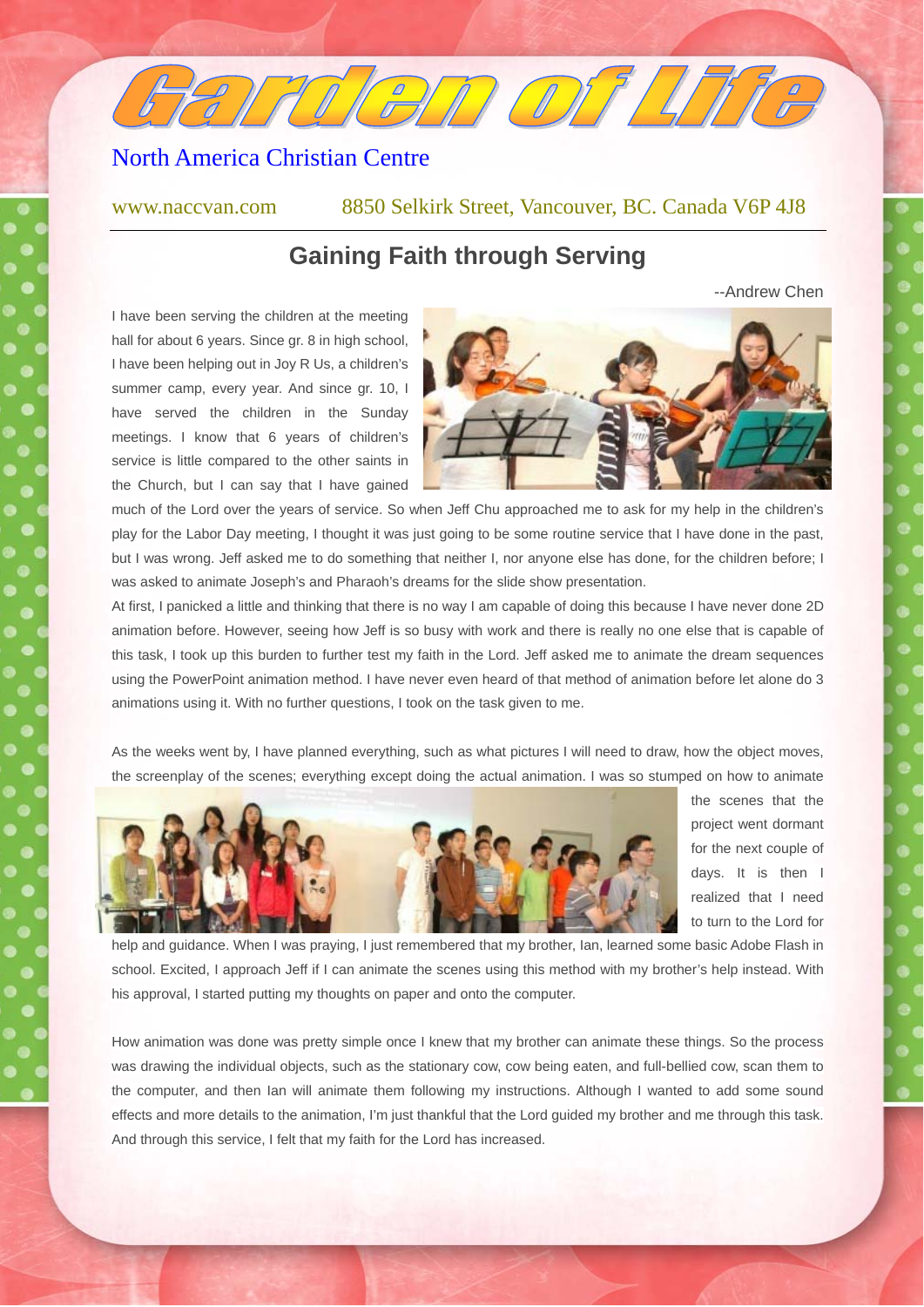# Garden of Life

North America Christian Centre

www.naccvan.com 8850 Selkirk Street, Vancouver, BC. Canada V6P 4J8

## Gaining Faith through Serving

--Andrew Chen

I have been serving the children at the meeting hall for about 6 years. Since gr. 8 in high school, I have been helping out in Joy R Us, a children's summer camp, every year. And since gr. 10, I have served the children in the Sunday meetings. I know that 6 years of children's service is little compared to the other saints in the Church, but I can say that I have gained much of the Lord over the years of service. So when Jeff Chu approached me to ask for my help in the children's play for the Labor Day meeting, I thought it was just going to be some routine service that I have done in the past, but I was wrong. Jeff asked me to do something that neither I, nor anyone else has done, for the children before; I was asked to animate Joseph's and Pharaoh's dreams for the slide show presentation.

At first, I panicked a little and thinking that there is no way I am capable of doing this because I have never done 2D animation before. However, seeing how Jeff is so busy with work and there is really no one else that is capable of this task, I took up this burden to further test my faith in the Lord. Jeff asked me to animate the dream sequences using the PowerPoint animation method. I have never even heard of that method of animation before let alone do 3 animations using it. With no further questions, I took on the task given to me.

As the weeks went by, I have planned everything, such as what pictures I will need to draw, how the object moves, the screenplay of the scenes; everything except doing the actual animation. I was so stumped on how to animate the scenes that the project went dormant for the next couple of days. It is then I realized that I need to turn to the Lord for help and guidance. When I was praying, I just remembered that my brother, Ian, learned some basic Adobe Flash in school. Excited, I approach Jeff if I can animate the scenes using this method with my brother's help instead. With his approval, I started putting my thoughts on paper and onto the computer.

How animation was done was pretty simple once I knew that my brother can animate these things. So the process was drawing the individual objects, such as the stationary cow, cow being eaten, and full-bellied cow, scan them to the computer, and then Ian will animate them following my instructions. Although I wanted to add some sound effects and more details to the animation, I'm just thankful that the Lord guided my brother and me through this task. And through this service, I felt that my faith for the Lord has increased.